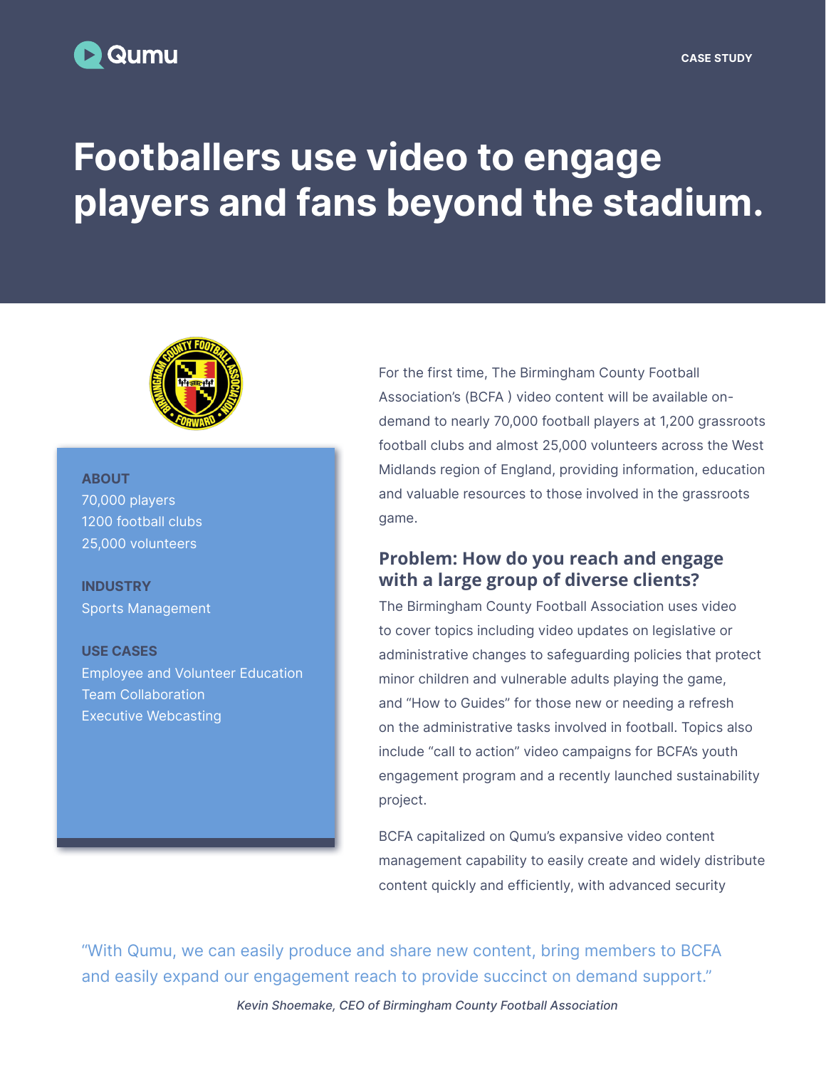Qumu

CASE STUDY

# Footballers use video to engage players and fans beyond the stadium.

**ABOUT**
70,000 players
1200 football clubs
25,000 volunteers

**INDUSTRY**
Sports Management

**USE CASES**
Employee and Volunteer Education
Team Collaboration
Executive Webcasting

For the first time, The Birmingham County Football Association's (BCFA ) video content will be available on-demand to nearly 70,000 football players at 1,200 grassroots football clubs and almost 25,000 volunteers across the West Midlands region of England, providing information, education and valuable resources to those involved in the grassroots game.

## Problem: How do you reach and engage with a large group of diverse clients?

The Birmingham County Football Association uses video to cover topics including video updates on legislative or administrative changes to safeguarding policies that protect minor children and vulnerable adults playing the game, and "How to Guides" for those new or needing a refresh on the administrative tasks involved in football. Topics also include "call to action" video campaigns for BCFA's youth engagement program and a recently launched sustainability project.

BCFA capitalized on Qumu's expansive video content management capability to easily create and widely distribute content quickly and efficiently, with advanced security

"With Qumu, we can easily produce and share new content, bring members to BCFA and easily expand our engagement reach to provide succinct on demand support."

*Kevin Shoemake, CEO of Birmingham County Football Association*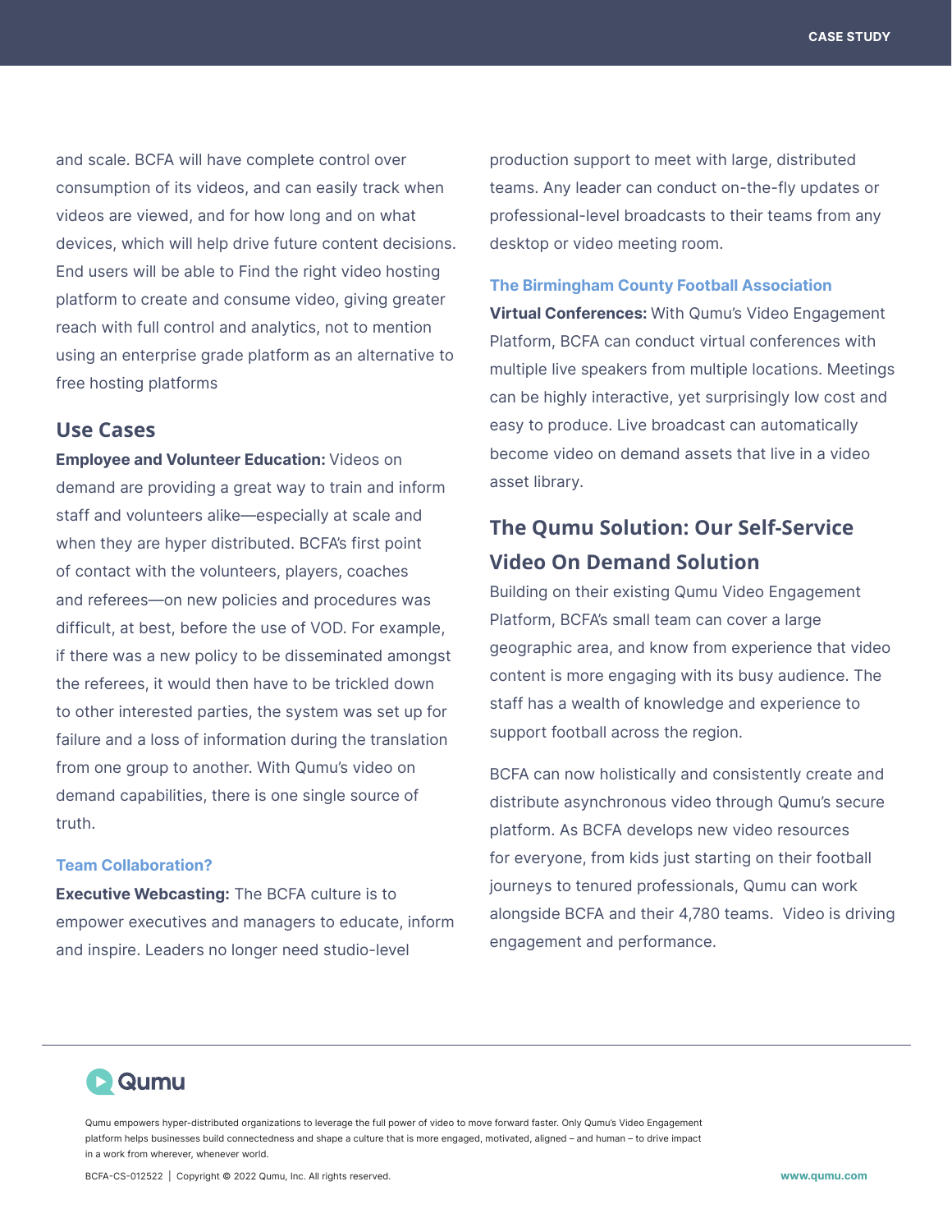and scale. BCFA will have complete control over consumption of its videos, and can easily track when videos are viewed, and for how long and on what devices, which will help drive future content decisions. End users will be able to Find the right video hosting platform to create and consume video, giving greater reach with full control and analytics, not to mention using an enterprise grade platform as an alternative to free hosting platforms

## Use Cases

**Employee and Volunteer Education:** Videos on demand are providing a great way to train and inform staff and volunteers alike—especially at scale and when they are hyper distributed. BCFA's first point of contact with the volunteers, players, coaches and referees—on new policies and procedures was difficult, at best, before the use of VOD. For example, if there was a new policy to be disseminated amongst the referees, it would then have to be trickled down to other interested parties, the system was set up for failure and a loss of information during the translation from one group to another. With Qumu's video on demand capabilities, there is one single source of truth.

### Team Collaboration?

**Executive Webcasting:** The BCFA culture is to empower executives and managers to educate, inform and inspire. Leaders no longer need studio-level production support to meet with large, distributed teams. Any leader can conduct on-the-fly updates or professional-level broadcasts to their teams from any desktop or video meeting room.

### The Birmingham County Football Association

**Virtual Conferences:** With Qumu's Video Engagement Platform, BCFA can conduct virtual conferences with multiple live speakers from multiple locations. Meetings can be highly interactive, yet surprisingly low cost and easy to produce. Live broadcast can automatically become video on demand assets that live in a video asset library.

## The Qumu Solution: Our Self-Service Video On Demand Solution

Building on their existing Qumu Video Engagement Platform, BCFA's small team can cover a large geographic area, and know from experience that video content is more engaging with its busy audience. The staff has a wealth of knowledge and experience to support football across the region.

BCFA can now holistically and consistently create and distribute asynchronous video through Qumu's secure platform. As BCFA develops new video resources for everyone, from kids just starting on their football journeys to tenured professionals, Qumu can work alongside BCFA and their 4,780 teams. Video is driving engagement and performance.

Qumu

Qumu empowers hyper-distributed organizations to leverage the full power of video to move forward faster. Only Qumu's Video Engagement platform helps businesses build connectedness and shape a culture that is more engaged, motivated, aligned – and human – to drive impact in a work from wherever, whenever world.

BCFA-CS-012522 | Copyright © 2022 Qumu, Inc. All rights reserved.

www.qumu.com